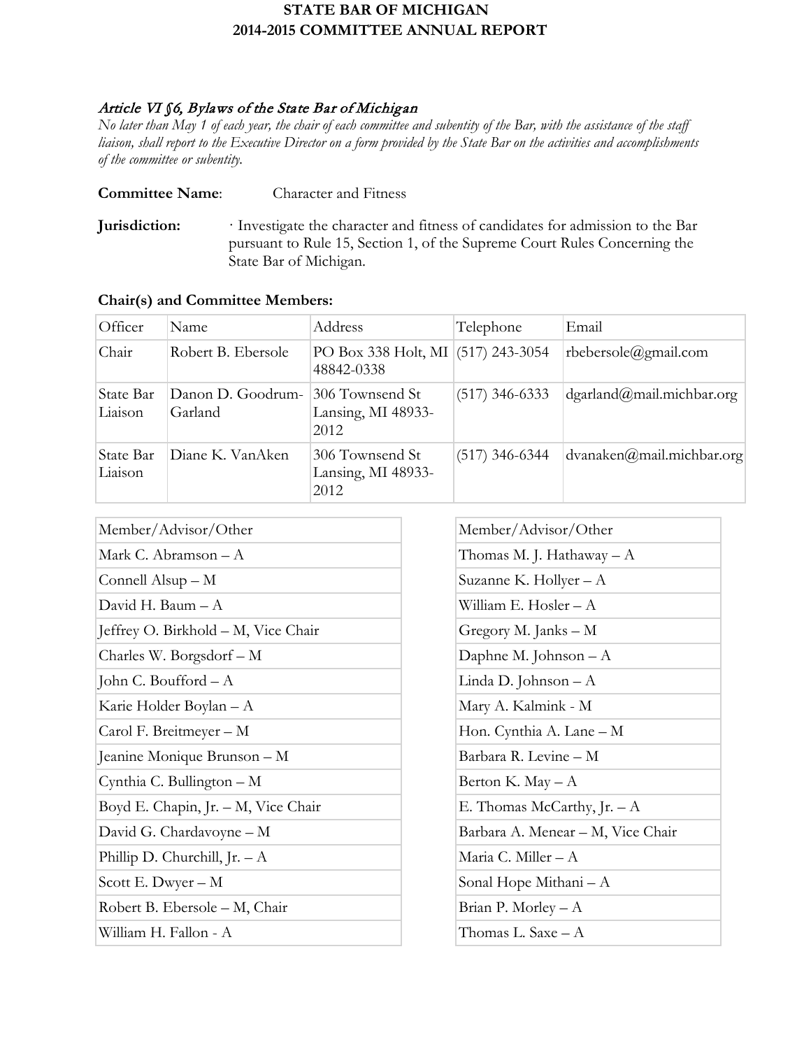**STATE BAR OF MICHIGAN**
**2014-2015 COMMITTEE ANNUAL REPORT**

*Article VI §6, Bylaws of the State Bar of Michigan*
*No later than May 1 of each year, the chair of each committee and subentity of the Bar, with the assistance of the staff liaison, shall report to the Executive Director on a form provided by the State Bar on the activities and accomplishments of the committee or subentity.*

**Committee Name**: Character and Fitness

**Jurisdiction:** · Investigate the character and fitness of candidates for admission to the Bar pursuant to Rule 15, Section 1, of the Supreme Court Rules Concerning the State Bar of Michigan.

**Chair(s) and Committee Members:**

| Officer | Name | Address | Telephone | Email |
|---|---|---|---|---|
| Chair | Robert B. Ebersole | PO Box 338 Holt, MI 48842-0338 | (517) 243-3054 | rbebersole@gmail.com |
| State Bar Liaison | Danon D. Goodrum-Garland | 306 Townsend St Lansing, MI 48933-2012 | (517) 346-6333 | dgarland@mail.michbar.org |
| State Bar Liaison | Diane K. VanAken | 306 Townsend St Lansing, MI 48933-2012 | (517) 346-6344 | dvanaken@mail.michbar.org |

| Member/Advisor/Other |
|---|
| Mark C. Abramson – A |
| Connell Alsup – M |
| David H. Baum – A |
| Jeffrey O. Birkhold – M, Vice Chair |
| Charles W. Borgsdorf – M |
| John C. Boufford – A |
| Karie Holder Boylan – A |
| Carol F. Breitmeyer – M |
| Jeanine Monique Brunson – M |
| Cynthia C. Bullington – M |
| Boyd E. Chapin, Jr. – M, Vice Chair |
| David G. Chardavoyne – M |
| Phillip D. Churchill, Jr. – A |
| Scott E. Dwyer – M |
| Robert B. Ebersole – M, Chair |
| William H. Fallon - A |

| Member/Advisor/Other |
|---|
| Thomas M. J. Hathaway – A |
| Suzanne K. Hollyer – A |
| William E. Hosler – A |
| Gregory M. Janks – M |
| Daphne M. Johnson – A |
| Linda D. Johnson – A |
| Mary A. Kalmink - M |
| Hon. Cynthia A. Lane – M |
| Barbara R. Levine – M |
| Berton K. May – A |
| E. Thomas McCarthy, Jr. – A |
| Barbara A. Menear – M, Vice Chair |
| Maria C. Miller – A |
| Sonal Hope Mithani – A |
| Brian P. Morley – A |
| Thomas L. Saxe – A |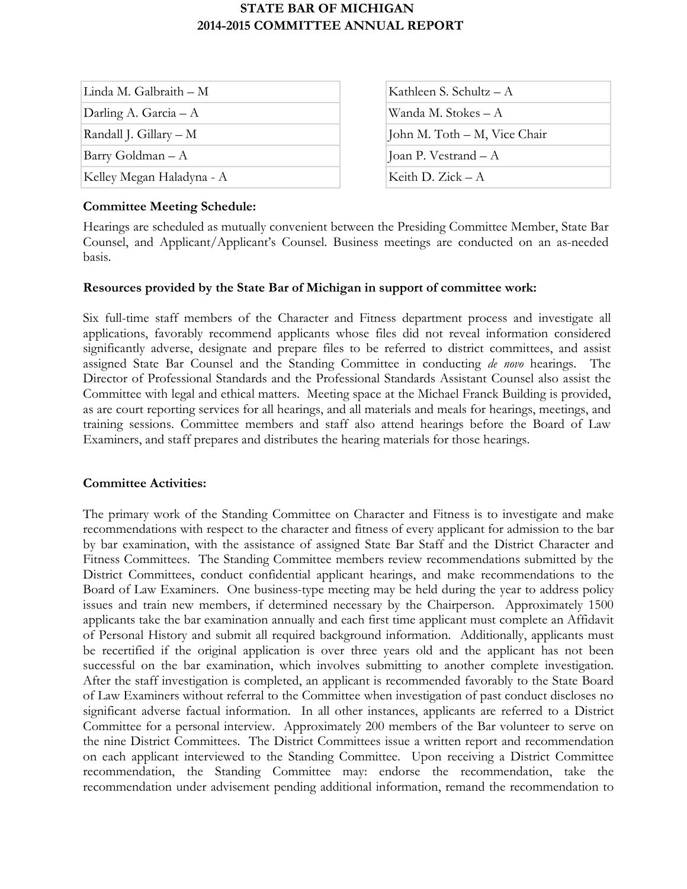# STATE BAR OF MICHIGAN
# 2014-2015 COMMITTEE ANNUAL REPORT

| | |
|---|---|
| Linda M. Galbraith – M | Kathleen S. Schultz – A |
| Darling A. Garcia – A | Wanda M. Stokes – A |
| Randall J. Gillary – M | John M. Toth – M, Vice Chair |
| Barry Goldman – A | Joan P. Vestrand – A |
| Kelley Megan Haladyna - A | Keith D. Zick – A |

**Committee Meeting Schedule:**

Hearings are scheduled as mutually convenient between the Presiding Committee Member, State Bar Counsel, and Applicant/Applicant's Counsel. Business meetings are conducted on an as-needed basis.

**Resources provided by the State Bar of Michigan in support of committee work:**

Six full-time staff members of the Character and Fitness department process and investigate all applications, favorably recommend applicants whose files did not reveal information considered significantly adverse, designate and prepare files to be referred to district committees, and assist assigned State Bar Counsel and the Standing Committee in conducting *de novo* hearings. The Director of Professional Standards and the Professional Standards Assistant Counsel also assist the Committee with legal and ethical matters. Meeting space at the Michael Franck Building is provided, as are court reporting services for all hearings, and all materials and meals for hearings, meetings, and training sessions. Committee members and staff also attend hearings before the Board of Law Examiners, and staff prepares and distributes the hearing materials for those hearings.

**Committee Activities:**

The primary work of the Standing Committee on Character and Fitness is to investigate and make recommendations with respect to the character and fitness of every applicant for admission to the bar by bar examination, with the assistance of assigned State Bar Staff and the District Character and Fitness Committees. The Standing Committee members review recommendations submitted by the District Committees, conduct confidential applicant hearings, and make recommendations to the Board of Law Examiners. One business-type meeting may be held during the year to address policy issues and train new members, if determined necessary by the Chairperson. Approximately 1500 applicants take the bar examination annually and each first time applicant must complete an Affidavit of Personal History and submit all required background information. Additionally, applicants must be recertified if the original application is over three years old and the applicant has not been successful on the bar examination, which involves submitting to another complete investigation. After the staff investigation is completed, an applicant is recommended favorably to the State Board of Law Examiners without referral to the Committee when investigation of past conduct discloses no significant adverse factual information. In all other instances, applicants are referred to a District Committee for a personal interview. Approximately 200 members of the Bar volunteer to serve on the nine District Committees. The District Committees issue a written report and recommendation on each applicant interviewed to the Standing Committee. Upon receiving a District Committee recommendation, the Standing Committee may: endorse the recommendation, take the recommendation under advisement pending additional information, remand the recommendation to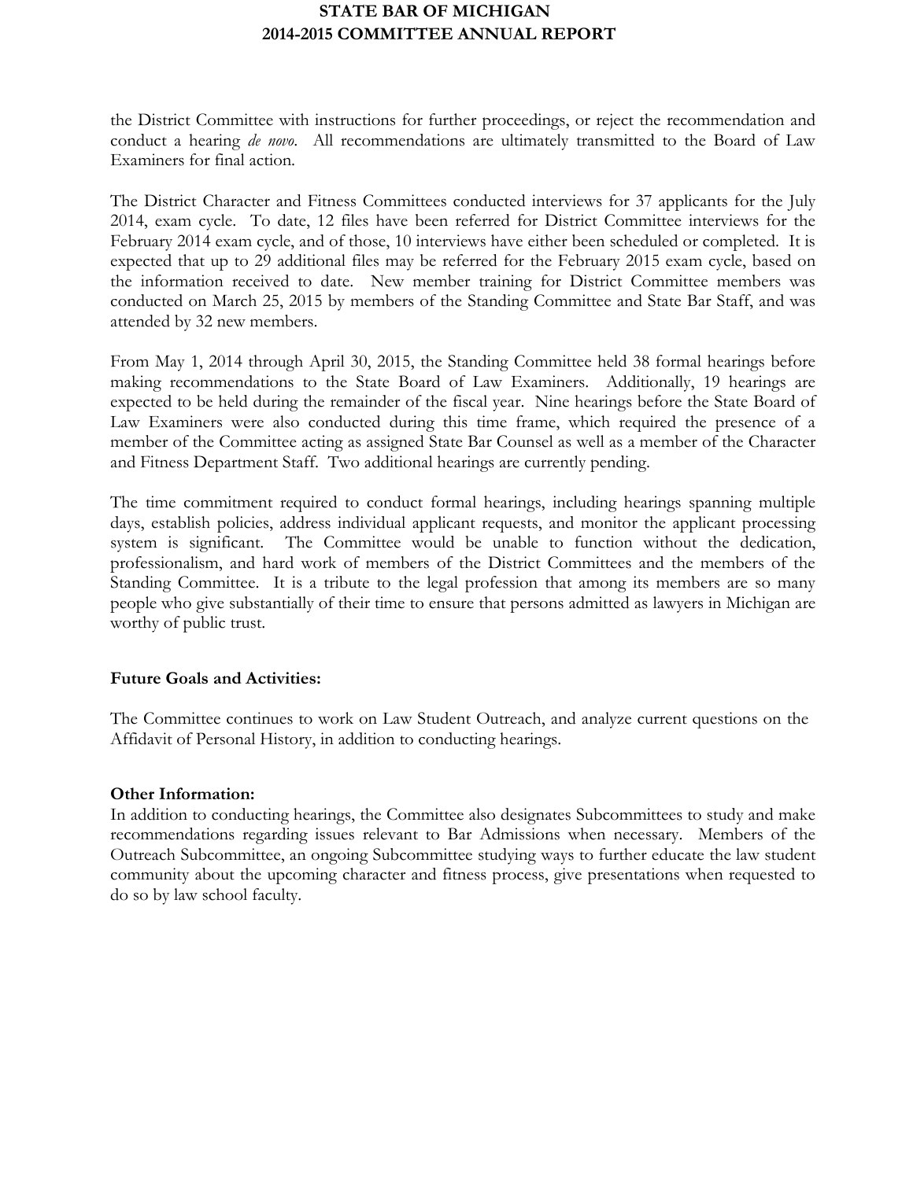the District Committee with instructions for further proceedings, or reject the recommendation and conduct a hearing *de novo*. All recommendations are ultimately transmitted to the Board of Law Examiners for final action.

The District Character and Fitness Committees conducted interviews for 37 applicants for the July 2014, exam cycle. To date, 12 files have been referred for District Committee interviews for the February 2014 exam cycle, and of those, 10 interviews have either been scheduled or completed. It is expected that up to 29 additional files may be referred for the February 2015 exam cycle, based on the information received to date. New member training for District Committee members was conducted on March 25, 2015 by members of the Standing Committee and State Bar Staff, and was attended by 32 new members.

From May 1, 2014 through April 30, 2015, the Standing Committee held 38 formal hearings before making recommendations to the State Board of Law Examiners. Additionally, 19 hearings are expected to be held during the remainder of the fiscal year. Nine hearings before the State Board of Law Examiners were also conducted during this time frame, which required the presence of a member of the Committee acting as assigned State Bar Counsel as well as a member of the Character and Fitness Department Staff. Two additional hearings are currently pending.

The time commitment required to conduct formal hearings, including hearings spanning multiple days, establish policies, address individual applicant requests, and monitor the applicant processing system is significant. The Committee would be unable to function without the dedication, professionalism, and hard work of members of the District Committees and the members of the Standing Committee. It is a tribute to the legal profession that among its members are so many people who give substantially of their time to ensure that persons admitted as lawyers in Michigan are worthy of public trust.

**Future Goals and Activities:**

The Committee continues to work on Law Student Outreach, and analyze current questions on the Affidavit of Personal History, in addition to conducting hearings.

**Other Information:**

In addition to conducting hearings, the Committee also designates Subcommittees to study and make recommendations regarding issues relevant to Bar Admissions when necessary. Members of the Outreach Subcommittee, an ongoing Subcommittee studying ways to further educate the law student community about the upcoming character and fitness process, give presentations when requested to do so by law school faculty.